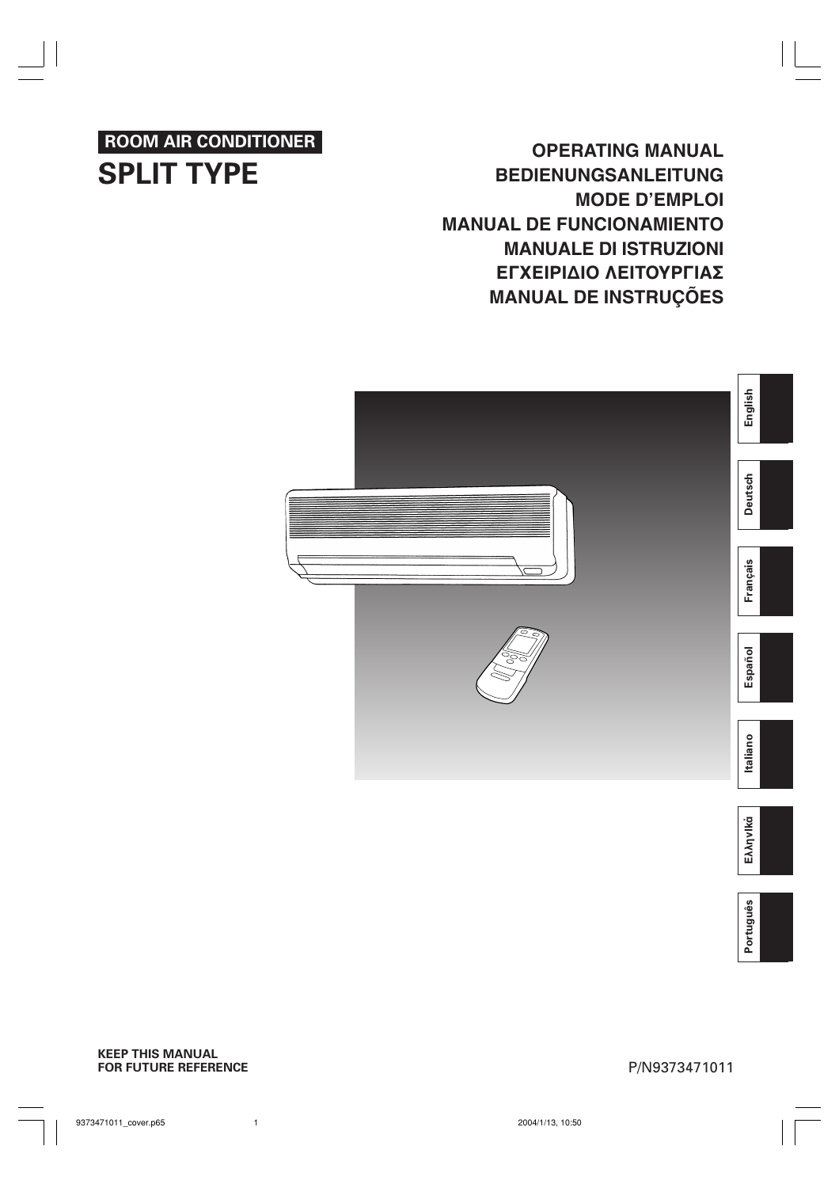**ROOM AIR CONDITIONER**

# SPLIT TYPE

**OPERATING MANUAL**
**BEDIENUNGSANLEITUNG**
**MODE D'EMPLOI**
**MANUAL DE FUNCIONAMIENTO**
**MANUALE DI ISTRUZIONI**
**ΕΓΧΕΙΡΙΔΙΟ ΛΕΙΤΟΥΡΓΙΑΣ**
**MANUAL DE INSTRUÇÕES**

English

Deutsch

Français

Español

Italiano

Ελληνικά

Português

**KEEP THIS MANUAL FOR FUTURE REFERENCE**

P/N9373471011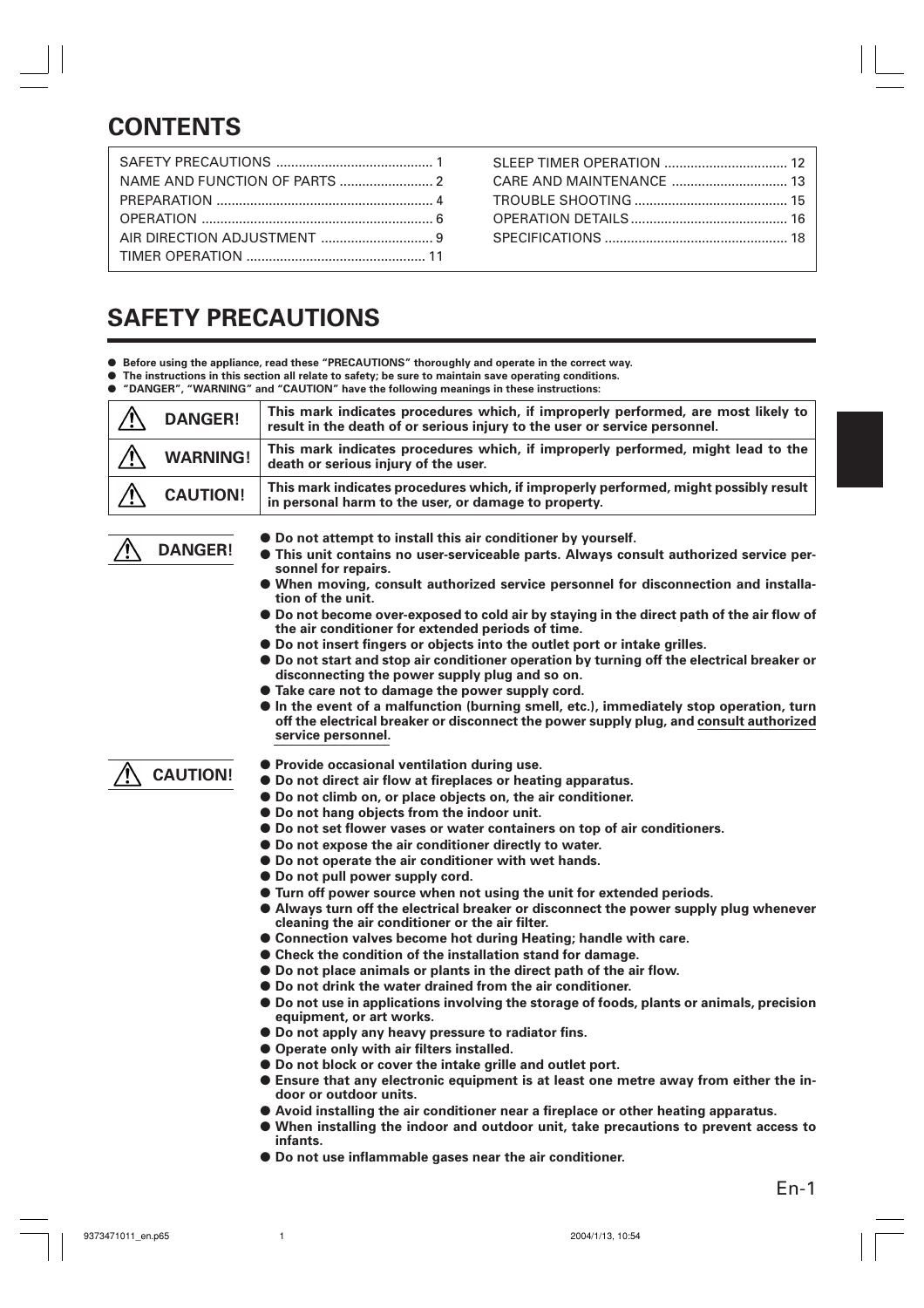# CONTENTS

| | |
|---|---|
| SAFETY PRECAUTIONS .......................................... 1 | SLEEP TIMER OPERATION ................................. 12 |
| NAME AND FUNCTION OF PARTS ......................... 2 | CARE AND MAINTENANCE ............................... 13 |
| PREPARATION .......................................................... 4 | TROUBLE SHOOTING ......................................... 15 |
| OPERATION .............................................................. 6 | OPERATION DETAILS .......................................... 16 |
| AIR DIRECTION ADJUSTMENT .............................. 9 | SPECIFICATIONS ................................................. 18 |
| TIMER OPERATION ................................................ 11 | |

# SAFETY PRECAUTIONS

- **Before using the appliance, read these "PRECAUTIONS" thoroughly and operate in the correct way.**
- **The instructions in this section all relate to safety; be sure to maintain save operating conditions.**
- **"DANGER", "WARNING" and "CAUTION" have the following meanings in these instructions:**

| | |
|---|---|
| ⚠ **DANGER!** | **This mark indicates procedures which, if improperly performed, are most likely to result in the death of or serious injury to the user or service personnel.** |
| ⚠ **WARNING!** | **This mark indicates procedures which, if improperly performed, might lead to the death or serious injury of the user.** |
| ⚠ **CAUTION!** | **This mark indicates procedures which, if improperly performed, might possibly result in personal harm to the user, or damage to property.** |

## ⚠ DANGER!

- **Do not attempt to install this air conditioner by yourself.**
- **This unit contains no user-serviceable parts. Always consult authorized service personnel for repairs.**
- **When moving, consult authorized service personnel for disconnection and installation of the unit.**
- **Do not become over-exposed to cold air by staying in the direct path of the air flow of the air conditioner for extended periods of time.**
- **Do not insert fingers or objects into the outlet port or intake grilles.**
- **Do not start and stop air conditioner operation by turning off the electrical breaker or disconnecting the power supply plug and so on.**
- **Take care not to damage the power supply cord.**
- **In the event of a malfunction (burning smell, etc.), immediately stop operation, turn off the electrical breaker or disconnect the power supply plug, and consult authorized service personnel.**

## ⚠ CAUTION!

- **Provide occasional ventilation during use.**
- **Do not direct air flow at fireplaces or heating apparatus.**
- **Do not climb on, or place objects on, the air conditioner.**
- **Do not hang objects from the indoor unit.**
- **Do not set flower vases or water containers on top of air conditioners.**
- **Do not expose the air conditioner directly to water.**
- **Do not operate the air conditioner with wet hands.**
- **Do not pull power supply cord.**
- **Turn off power source when not using the unit for extended periods.**
- **Always turn off the electrical breaker or disconnect the power supply plug whenever cleaning the air conditioner or the air filter.**
- **Connection valves become hot during Heating; handle with care.**
- **Check the condition of the installation stand for damage.**
- **Do not place animals or plants in the direct path of the air flow.**
- **Do not drink the water drained from the air conditioner.**
- **Do not use in applications involving the storage of foods, plants or animals, precision equipment, or art works.**
- **Do not apply any heavy pressure to radiator fins.**
- **Operate only with air filters installed.**
- **Do not block or cover the intake grille and outlet port.**
- **Ensure that any electronic equipment is at least one metre away from either the indoor or outdoor units.**
- **Avoid installing the air conditioner near a fireplace or other heating apparatus.**
- **When installing the indoor and outdoor unit, take precautions to prevent access to infants.**
- **Do not use inflammable gases near the air conditioner.**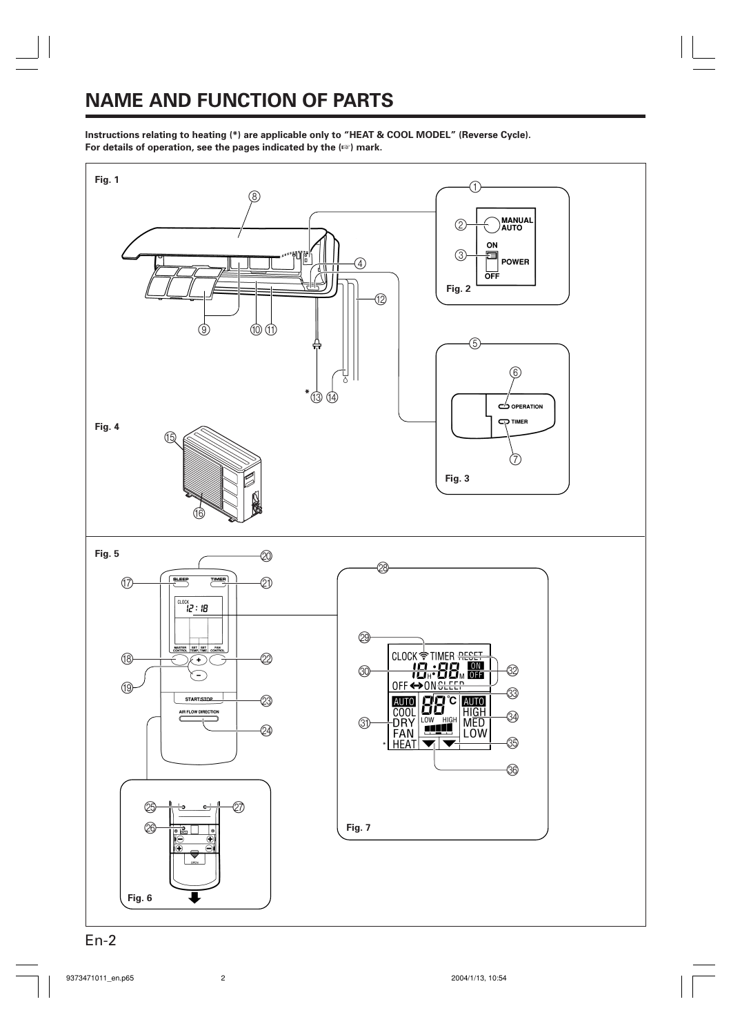# NAME AND FUNCTION OF PARTS

**Instructions relating to heating (*) are applicable only to "HEAT & COOL MODEL" (Reverse Cycle).**
**For details of operation, see the pages indicated by the (☞) mark.**

**Fig. 1**

**Fig. 2**

MANUAL AUTO

ON

POWER

OFF

**Fig. 3**

OPERATION

TIMER

**Fig. 4**

**Fig. 5**

SLEEP

TIMER

CLOCK 12 : 18

MASTER CONTROL

SET TEMP.

SET TIME

FAN CONTROL

START/STOP

AIR FLOW DIRECTION

**Fig. 6**

OPEN

**Fig. 7**

CLOCK TIMER RESET

ON OFF

OFF ↔ ON SLEEP

AUTO COOL DRY FAN * HEAT

88 °C

LOW HIGH

AUTO HIGH MED LOW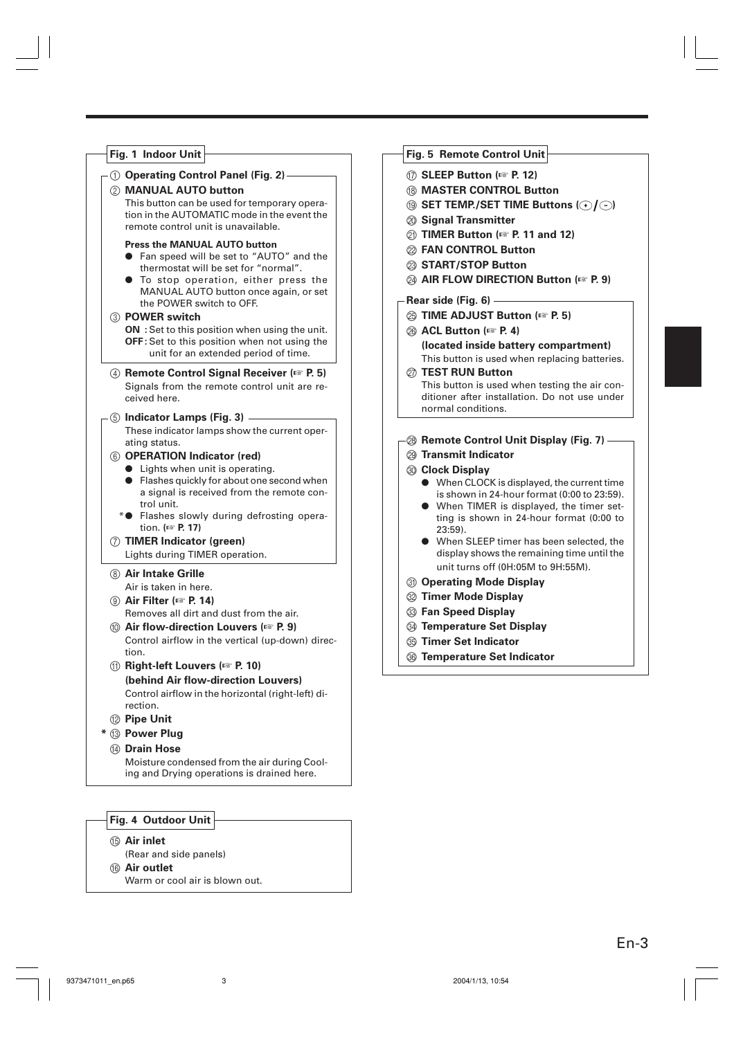## Fig. 1 Indoor Unit

① **Operating Control Panel (Fig. 2)**

② **MANUAL AUTO button**

This button can be used for temporary operation in the AUTOMATIC mode in the event the remote control unit is unavailable.

**Press the MANUAL AUTO button**

- Fan speed will be set to "AUTO" and the thermostat will be set for "normal".
- To stop operation, either press the MANUAL AUTO button once again, or set the POWER switch to OFF.

③ **POWER switch**

**ON** : Set to this position when using the unit.
**OFF**: Set to this position when not using the unit for an extended period of time.

④ **Remote Control Signal Receiver (☞ P. 5)**

Signals from the remote control unit are received here.

⑤ **Indicator Lamps (Fig. 3)**

These indicator lamps show the current operating status.

⑥ **OPERATION Indicator (red)**

- Lights when unit is operating.
- Flashes quickly for about one second when a signal is received from the remote control unit.
- *Flashes slowly during defrosting operation. (☞ **P. 17**)

⑦ **TIMER Indicator (green)**

Lights during TIMER operation.

⑧ **Air Intake Grille**

Air is taken in here.

⑨ **Air Filter (☞ P. 14)**

Removes all dirt and dust from the air.

⑩ **Air flow-direction Louvers (☞ P. 9)**

Control airflow in the vertical (up-down) direction.

⑪ **Right-left Louvers (☞ P. 10)**
**(behind Air flow-direction Louvers)**

Control airflow in the horizontal (right-left) direction.

⑫ **Pipe Unit**

\* ⑬ **Power Plug**

⑭ **Drain Hose**

Moisture condensed from the air during Cooling and Drying operations is drained here.

## Fig. 4 Outdoor Unit

⑮ **Air inlet**

(Rear and side panels)

⑯ **Air outlet**

Warm or cool air is blown out.

## Fig. 5 Remote Control Unit

⑰ **SLEEP Button (☞ P. 12)**

⑱ **MASTER CONTROL Button**

⑲ **SET TEMP./SET TIME Buttons (+/−)**

⑳ **Signal Transmitter**

㉑ **TIMER Button (☞ P. 11 and 12)**

㉒ **FAN CONTROL Button**

㉓ **START/STOP Button**

㉔ **AIR FLOW DIRECTION Button (☞ P. 9)**

**Rear side (Fig. 6)**

㉕ **TIME ADJUST Button (☞ P. 5)**

㉖ **ACL Button (☞ P. 4)**
**(located inside battery compartment)**

This button is used when replacing batteries.

㉗ **TEST RUN Button**

This button is used when testing the air conditioner after installation. Do not use under normal conditions.

㉘ **Remote Control Unit Display (Fig. 7)**

㉙ **Transmit Indicator**

㉚ **Clock Display**

- When CLOCK is displayed, the current time is shown in 24-hour format (0:00 to 23:59).
- When TIMER is displayed, the timer setting is shown in 24-hour format (0:00 to 23:59).
- When SLEEP timer has been selected, the display shows the remaining time until the unit turns off (0H:05M to 9H:55M).

㉛ **Operating Mode Display**

㉜ **Timer Mode Display**

㉝ **Fan Speed Display**

㉞ **Temperature Set Display**

㉟ **Timer Set Indicator**

㊱ **Temperature Set Indicator**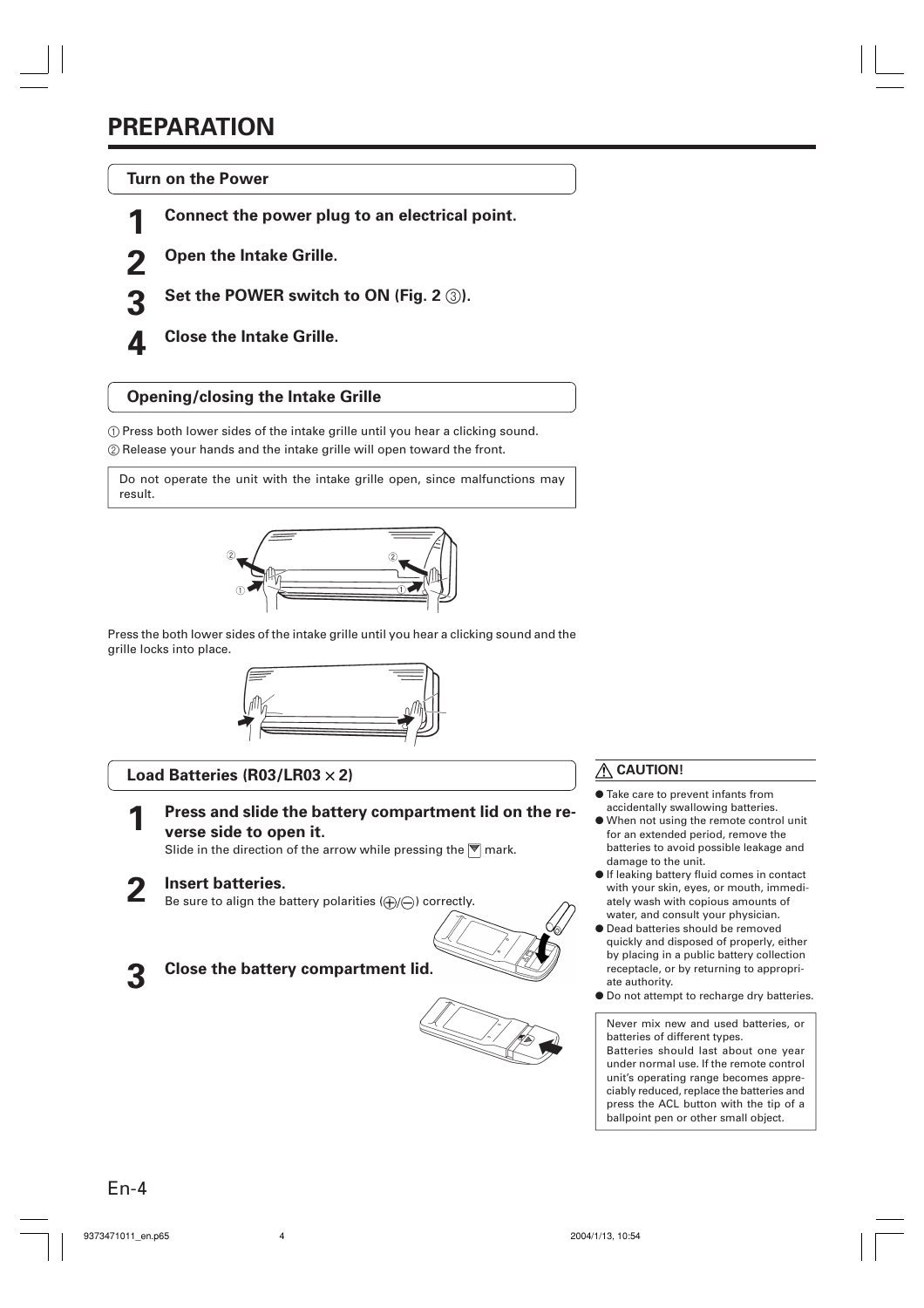# PREPARATION

## Turn on the Power

**1** **Connect the power plug to an electrical point.**

**2** **Open the Intake Grille.**

**3** **Set the POWER switch to ON (Fig. 2 ③).**

**4** **Close the Intake Grille.**

## Opening/closing the Intake Grille

① Press both lower sides of the intake grille until you hear a clicking sound.
② Release your hands and the intake grille will open toward the front.

> Do not operate the unit with the intake grille open, since malfunctions may result.

Press the both lower sides of the intake grille until you hear a clicking sound and the grille locks into place.

## Load Batteries (R03/LR03 × 2)

**1** **Press and slide the battery compartment lid on the reverse side to open it.**
Slide in the direction of the arrow while pressing the ▼ mark.

**2** **Insert batteries.**
Be sure to align the battery polarities (⊕/⊖) correctly.

**3** **Close the battery compartment lid.**

### ⚠ CAUTION!

- Take care to prevent infants from accidentally swallowing batteries.
- When not using the remote control unit for an extended period, remove the batteries to avoid possible leakage and damage to the unit.
- If leaking battery fluid comes in contact with your skin, eyes, or mouth, immediately wash with copious amounts of water, and consult your physician.
- Dead batteries should be removed quickly and disposed of properly, either by placing in a public battery collection receptacle, or by returning to appropriate authority.
- Do not attempt to recharge dry batteries.

> Never mix new and used batteries, or batteries of different types.
> Batteries should last about one year under normal use. If the remote control unit's operating range becomes appreciably reduced, replace the batteries and press the ACL button with the tip of a ballpoint pen or other small object.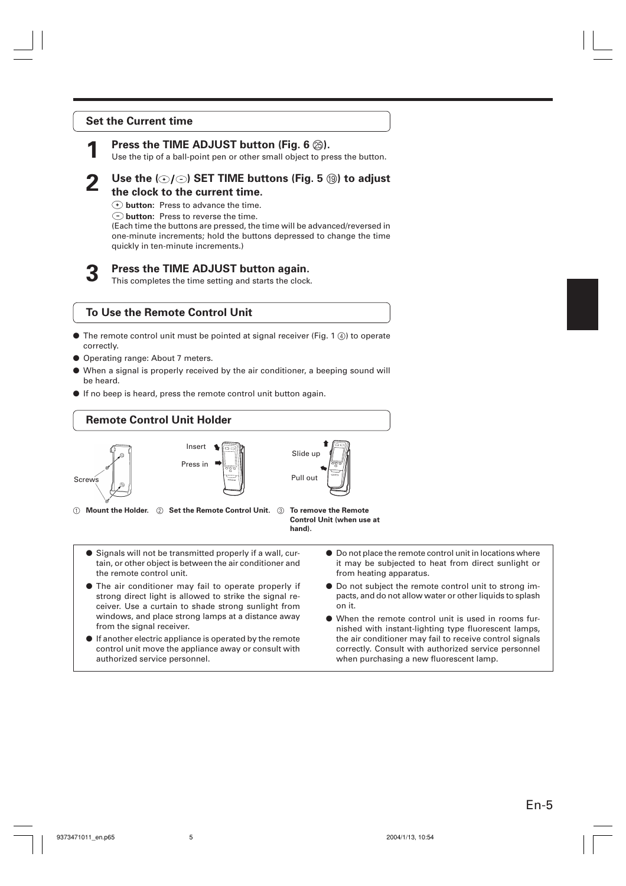## Set the Current time

**1** **Press the TIME ADJUST button (Fig. 6 ㉕).**
Use the tip of a ball-point pen or other small object to press the button.

**2** **Use the (+/−) SET TIME buttons (Fig. 5 ⑲) to adjust the clock to the current time.**
**+ button:** Press to advance the time.
**− button:** Press to reverse the time.
(Each time the buttons are pressed, the time will be advanced/reversed in one-minute increments; hold the buttons depressed to change the time quickly in ten-minute increments.)

**3** **Press the TIME ADJUST button again.**
This completes the time setting and starts the clock.

## To Use the Remote Control Unit

- The remote control unit must be pointed at signal receiver (Fig. 1 ④) to operate correctly.
- Operating range: About 7 meters.
- When a signal is properly received by the air conditioner, a beeping sound will be heard.
- If no beep is heard, press the remote control unit button again.

## Remote Control Unit Holder

Screws

Insert
Press in

Slide up
Pull out

① **Mount the Holder.** ② **Set the Remote Control Unit.** ③ **To remove the Remote Control Unit (when use at hand).**

- Signals will not be transmitted properly if a wall, curtain, or other object is between the air conditioner and the remote control unit.
- The air conditioner may fail to operate properly if strong direct light is allowed to strike the signal receiver. Use a curtain to shade strong sunlight from windows, and place strong lamps at a distance away from the signal receiver.
- If another electric appliance is operated by the remote control unit move the appliance away or consult with authorized service personnel.
- Do not place the remote control unit in locations where it may be subjected to heat from direct sunlight or from heating apparatus.
- Do not subject the remote control unit to strong impacts, and do not allow water or other liquids to splash on it.
- When the remote control unit is used in rooms furnished with instant-lighting type fluorescent lamps, the air conditioner may fail to receive control signals correctly. Consult with authorized service personnel when purchasing a new fluorescent lamp.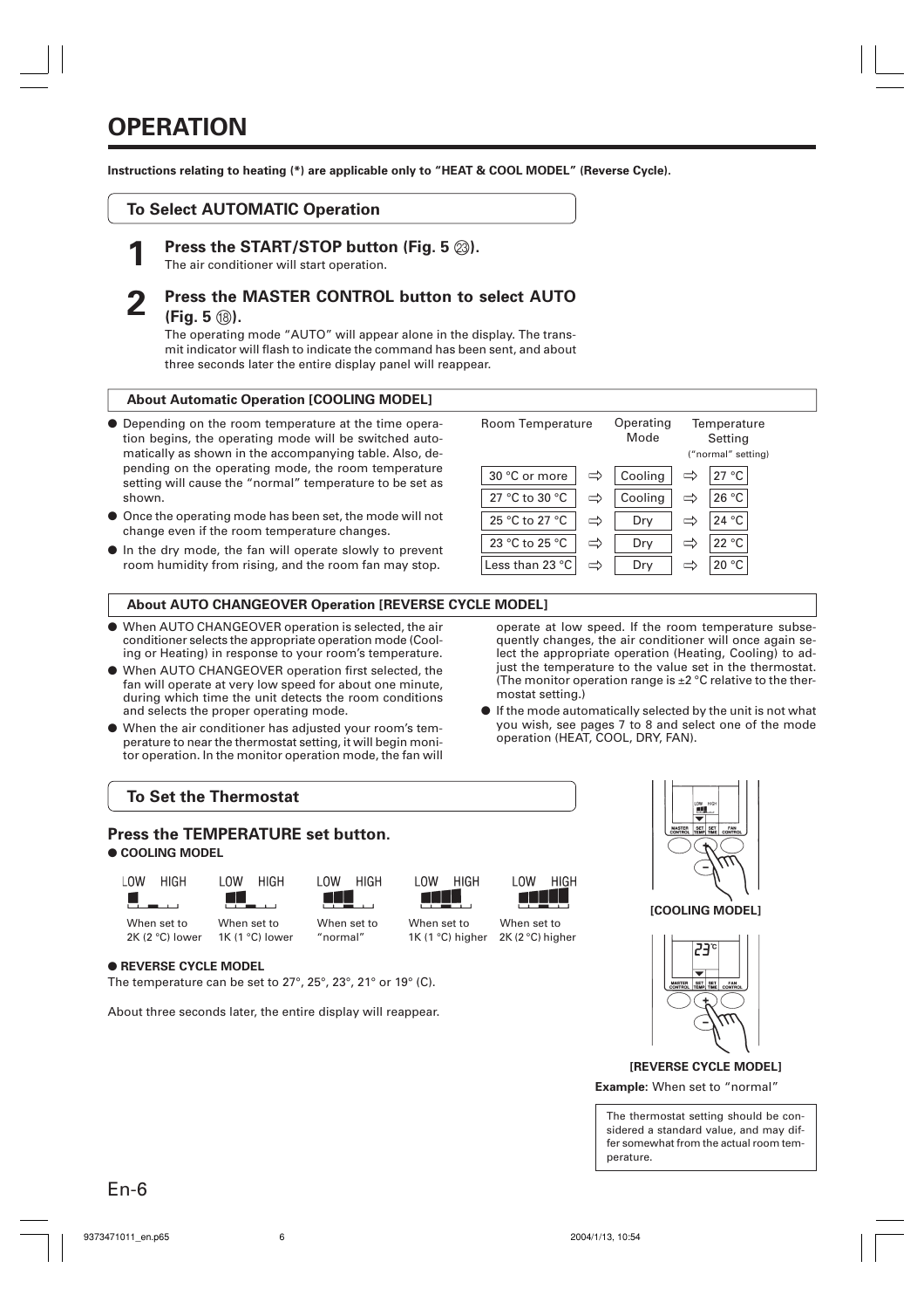# OPERATION

**Instructions relating to heating (*) are applicable only to "HEAT & COOL MODEL" (Reverse Cycle).**

## To Select AUTOMATIC Operation

**1 Press the START/STOP button (Fig. 5 ㉓).**

The air conditioner will start operation.

**2 Press the MASTER CONTROL button to select AUTO (Fig. 5 ⑱).**

The operating mode "AUTO" will appear alone in the display. The transmit indicator will flash to indicate the command has been sent, and about three seconds later the entire display panel will reappear.

### About Automatic Operation [COOLING MODEL]

- Depending on the room temperature at the time operation begins, the operating mode will be switched automatically as shown in the accompanying table. Also, depending on the operating mode, the room temperature setting will cause the "normal" temperature to be set as shown.
- Once the operating mode has been set, the mode will not change even if the room temperature changes.
- In the dry mode, the fan will operate slowly to prevent room humidity from rising, and the room fan may stop.

| Room Temperature | | Operating Mode | | Temperature Setting ("normal" setting) |
|---|---|---|---|---|
| 30 °C or more | ⇨ | Cooling | ⇨ | 27 °C |
| 27 °C to 30 °C | ⇨ | Cooling | ⇨ | 26 °C |
| 25 °C to 27 °C | ⇨ | Dry | ⇨ | 24 °C |
| 23 °C to 25 °C | ⇨ | Dry | ⇨ | 22 °C |
| Less than 23 °C | ⇨ | Dry | ⇨ | 20 °C |

### About AUTO CHANGEOVER Operation [REVERSE CYCLE MODEL]

- When AUTO CHANGEOVER operation is selected, the air conditioner selects the appropriate operation mode (Cooling or Heating) in response to your room's temperature.
- When AUTO CHANGEOVER operation first selected, the fan will operate at very low speed for about one minute, during which time the unit detects the room conditions and selects the proper operating mode.
- When the air conditioner has adjusted your room's temperature to near the thermostat setting, it will begin monitor operation. In the monitor operation mode, the fan will operate at low speed. If the room temperature subsequently changes, the air conditioner will once again select the appropriate operation (Heating, Cooling) to adjust the temperature to the value set in the thermostat. (The monitor operation range is ±2 °C relative to the thermostat setting.)
- If the mode automatically selected by the unit is not what you wish, see pages 7 to 8 and select one of the mode operation (HEAT, COOL, DRY, FAN).

## To Set the Thermostat

### Press the TEMPERATURE set button.

- **COOLING MODEL**

| LOW HIGH | LOW HIGH | LOW HIGH | LOW HIGH | LOW HIGH |
|---|---|---|---|---|
| When set to 2K (2 °C) lower | When set to 1K (1 °C) lower | When set to "normal" | When set to 1K (1 °C) higher | When set to 2K (2 °C) higher |

- **REVERSE CYCLE MODEL**

The temperature can be set to 27°, 25°, 23°, 21° or 19° (C).

About three seconds later, the entire display will reappear.

**[COOLING MODEL]**

**[REVERSE CYCLE MODEL]**

**Example:** When set to "normal"

The thermostat setting should be considered a standard value, and may differ somewhat from the actual room temperature.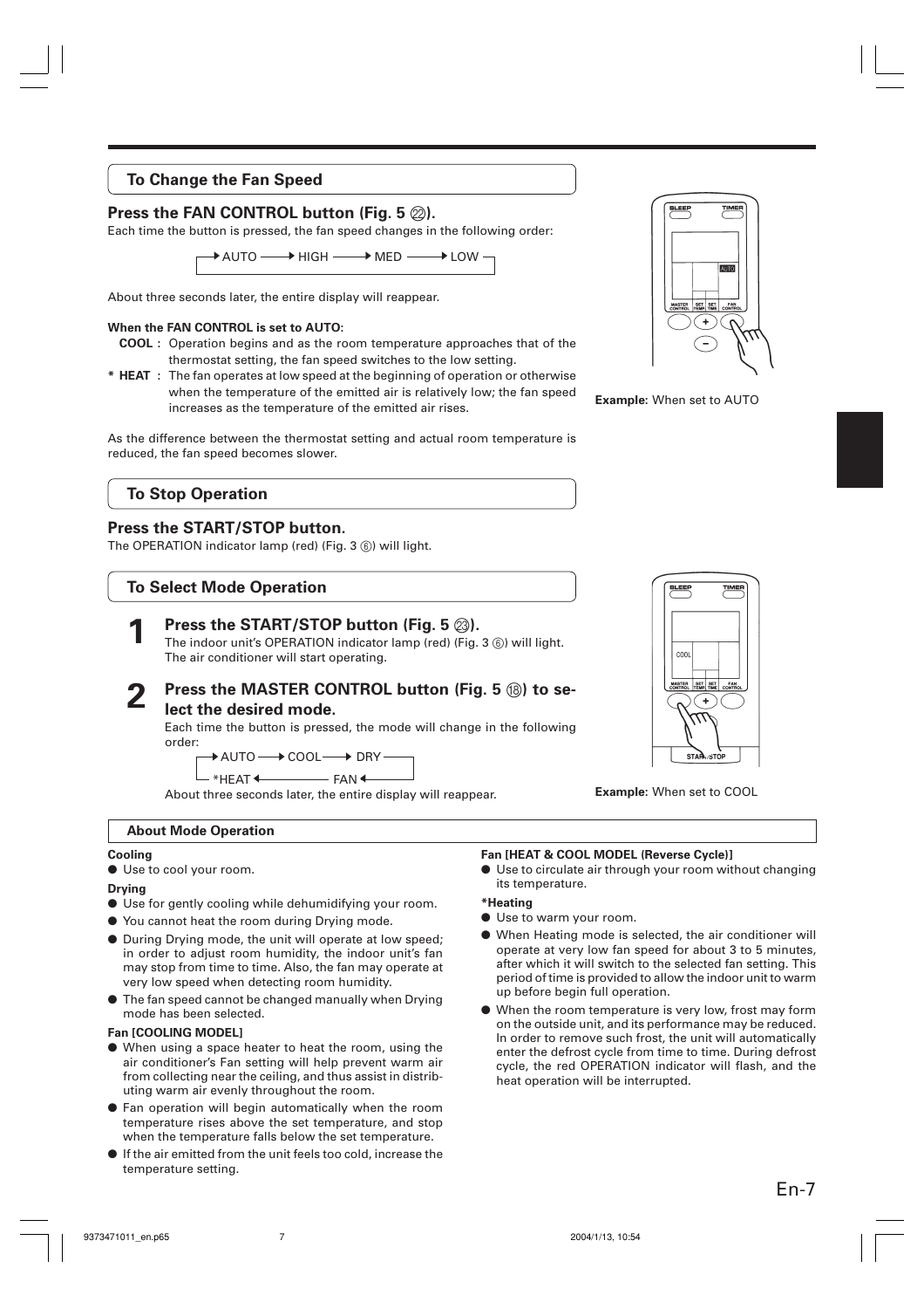## To Change the Fan Speed

### Press the FAN CONTROL button (Fig. 5 ㉒).

Each time the button is pressed, the fan speed changes in the following order:

→ AUTO → HIGH → MED → LOW →

About three seconds later, the entire display will reappear.

**When the FAN CONTROL is set to AUTO:**

**COOL :** Operation begins and as the room temperature approaches that of the thermostat setting, the fan speed switches to the low setting.

*** HEAT :** The fan operates at low speed at the beginning of operation or otherwise when the temperature of the emitted air is relatively low; the fan speed increases as the temperature of the emitted air rises.

As the difference between the thermostat setting and actual room temperature is reduced, the fan speed becomes slower.

**Example**: When set to AUTO

## To Stop Operation

### Press the START/STOP button.

The OPERATION indicator lamp (red) (Fig. 3 ⑥) will light.

## To Select Mode Operation

**1** **Press the START/STOP button (Fig. 5 ㉓).**

The indoor unit's OPERATION indicator lamp (red) (Fig. 3 ⑥) will light. The air conditioner will start operating.

**2** **Press the MASTER CONTROL button (Fig. 5 ⑱) to select the desired mode.**

Each time the button is pressed, the mode will change in the following order:

→ AUTO → COOL → DRY → FAN → *HEAT →

About three seconds later, the entire display will reappear.

**Example**: When set to COOL

### About Mode Operation

**Cooling**

- Use to cool your room.

**Drying**

- Use for gently cooling while dehumidifying your room.
- You cannot heat the room during Drying mode.
- During Drying mode, the unit will operate at low speed; in order to adjust room humidity, the indoor unit's fan may stop from time to time. Also, the fan may operate at very low speed when detecting room humidity.
- The fan speed cannot be changed manually when Drying mode has been selected.

**Fan [COOLING MODEL]**

- When using a space heater to heat the room, using the air conditioner's Fan setting will help prevent warm air from collecting near the ceiling, and thus assist in distributing warm air evenly throughout the room.
- Fan operation will begin automatically when the room temperature rises above the set temperature, and stop when the temperature falls below the set temperature.
- If the air emitted from the unit feels too cold, increase the temperature setting.

**Fan [HEAT & COOL MODEL (Reverse Cycle)]**

- Use to circulate air through your room without changing its temperature.

***Heating**

- Use to warm your room.
- When Heating mode is selected, the air conditioner will operate at very low fan speed for about 3 to 5 minutes, after which it will switch to the selected fan setting. This period of time is provided to allow the indoor unit to warm up before begin full operation.
- When the room temperature is very low, frost may form on the outside unit, and its performance may be reduced. In order to remove such frost, the unit will automatically enter the defrost cycle from time to time. During defrost cycle, the red OPERATION indicator will flash, and the heat operation will be interrupted.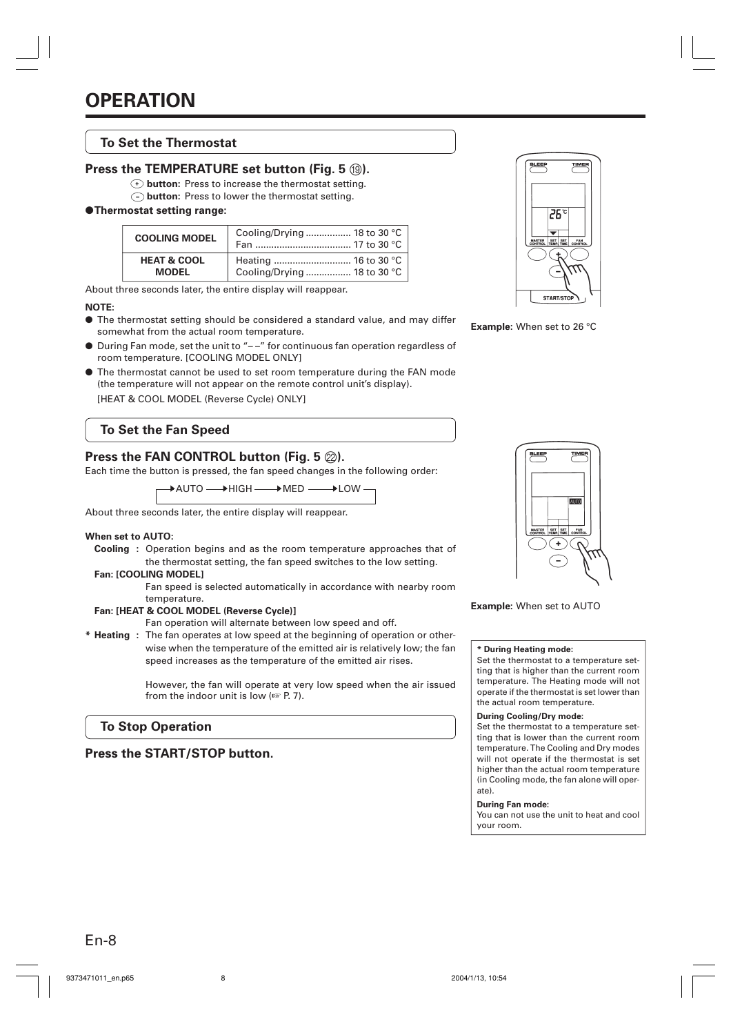# OPERATION

## To Set the Thermostat

### Press the TEMPERATURE set button (Fig. 5 ⑲).

(+) **button:** Press to increase the thermostat setting.

(–) **button:** Press to lower the thermostat setting.

● **Thermostat setting range:**

| | |
|---|---|
| **COOLING MODEL** | Cooling/Drying ................. 18 to 30 °C<br>Fan .................................... 17 to 30 °C |
| **HEAT & COOL MODEL** | Heating ............................. 16 to 30 °C<br>Cooling/Drying ................. 18 to 30 °C |

About three seconds later, the entire display will reappear.

**NOTE:**

- The thermostat setting should be considered a standard value, and may differ somewhat from the actual room temperature.
- During Fan mode, set the unit to "– –" for continuous fan operation regardless of room temperature. [COOLING MODEL ONLY]
- The thermostat cannot be used to set room temperature during the FAN mode (the temperature will not appear on the remote control unit's display).
  [HEAT & COOL MODEL (Reverse Cycle) ONLY]

**Example:** When set to 26 °C

## To Set the Fan Speed

### Press the FAN CONTROL button (Fig. 5 ㉒).

Each time the button is pressed, the fan speed changes in the following order:

→AUTO → HIGH → MED → LOW →

About three seconds later, the entire display will reappear.

**When set to AUTO:**

**Cooling :** Operation begins and as the room temperature approaches that of the thermostat setting, the fan speed switches to the low setting.

**Fan: [COOLING MODEL]**

Fan speed is selected automatically in accordance with nearby room temperature.

**Fan: [HEAT & COOL MODEL (Reverse Cycle)]**

Fan operation will alternate between low speed and off.

**\* Heating :** The fan operates at low speed at the beginning of operation or otherwise when the temperature of the emitted air is relatively low; the fan speed increases as the temperature of the emitted air rises.

However, the fan will operate at very low speed when the air issued from the indoor unit is low (☞ P. 7).

**Example:** When set to AUTO

**\* During Heating mode:**
Set the thermostat to a temperature setting that is higher than the current room temperature. The Heating mode will not operate if the thermostat is set lower than the actual room temperature.

**During Cooling/Dry mode:**
Set the thermostat to a temperature setting that is lower than the current room temperature. The Cooling and Dry modes will not operate if the thermostat is set higher than the actual room temperature (in Cooling mode, the fan alone will operate).

**During Fan mode:**
You can not use the unit to heat and cool your room.

## To Stop Operation

### Press the START/STOP button.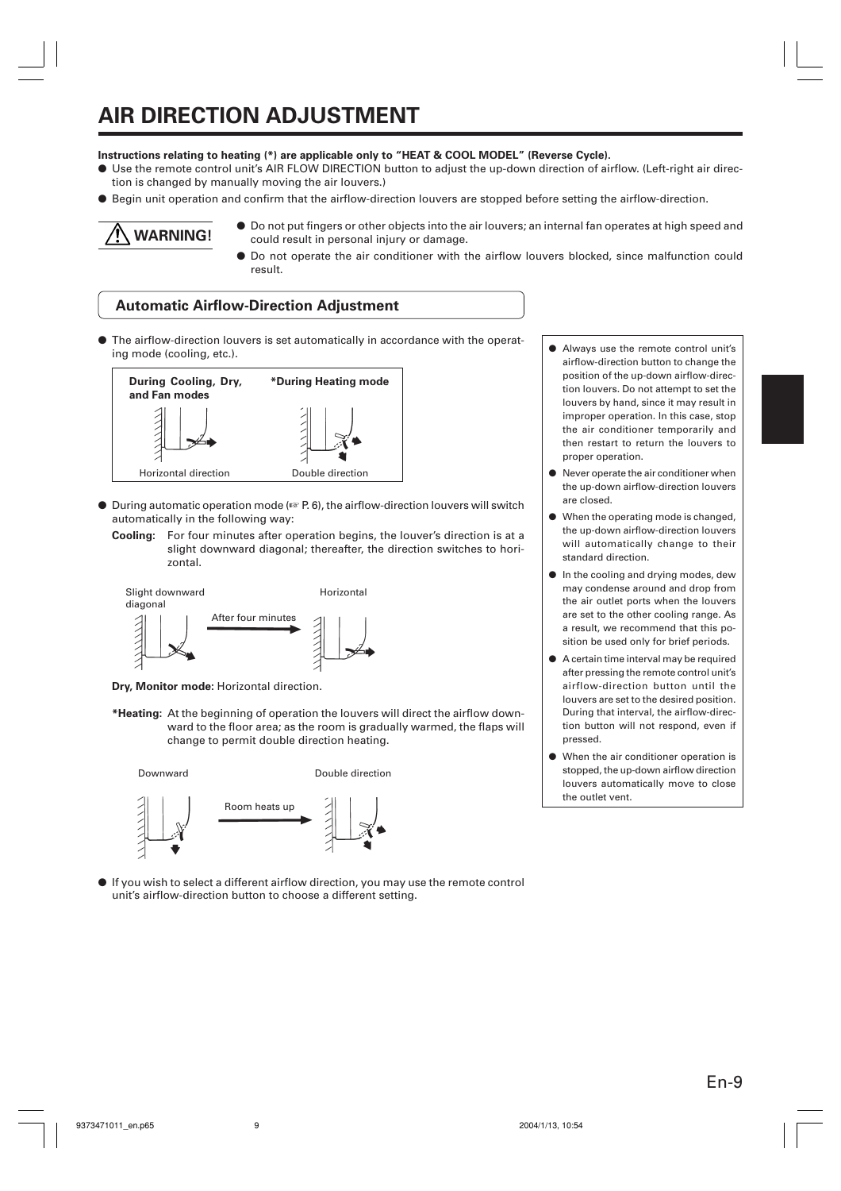# AIR DIRECTION ADJUSTMENT

**Instructions relating to heating (*) are applicable only to "HEAT & COOL MODEL" (Reverse Cycle).**

- Use the remote control unit's AIR FLOW DIRECTION button to adjust the up-down direction of airflow. (Left-right air direction is changed by manually moving the air louvers.)
- Begin unit operation and confirm that the airflow-direction louvers are stopped before setting the airflow-direction.

**⚠ WARNING!**

- Do not put fingers or other objects into the air louvers; an internal fan operates at high speed and could result in personal injury or damage.
- Do not operate the air conditioner with the airflow louvers blocked, since malfunction could result.

## Automatic Airflow-Direction Adjustment

- The airflow-direction louvers is set automatically in accordance with the operating mode (cooling, etc.).

| During Cooling, Dry, and Fan modes | *During Heating mode |
|---|---|
| Horizontal direction | Double direction |

- During automatic operation mode (☞ P. 6), the airflow-direction louvers will switch automatically in the following way:

**Cooling:** For four minutes after operation begins, the louver's direction is at a slight downward diagonal; thereafter, the direction switches to horizontal.

Slight downward diagonal → After four minutes → Horizontal

**Dry, Monitor mode:** Horizontal direction.

***Heating:** At the beginning of operation the louvers will direct the airflow downward to the floor area; as the room is gradually warmed, the flaps will change to permit double direction heating.

Downward → Room heats up → Double direction

- If you wish to select a different airflow direction, you may use the remote control unit's airflow-direction button to choose a different setting.

---

- Always use the remote control unit's airflow-direction button to change the position of the up-down airflow-direction louvers. Do not attempt to set the louvers by hand, since it may result in improper operation. In this case, stop the air conditioner temporarily and then restart to return the louvers to proper operation.
- Never operate the air conditioner when the up-down airflow-direction louvers are closed.
- When the operating mode is changed, the up-down airflow-direction louvers will automatically change to their standard direction.
- In the cooling and drying modes, dew may condense around and drop from the air outlet ports when the louvers are set to the other cooling range. As a result, we recommend that this position be used only for brief periods.
- A certain time interval may be required after pressing the remote control unit's airflow-direction button until the louvers are set to the desired position. During that interval, the airflow-direction button will not respond, even if pressed.
- When the air conditioner operation is stopped, the up-down airflow direction louvers automatically move to close the outlet vent.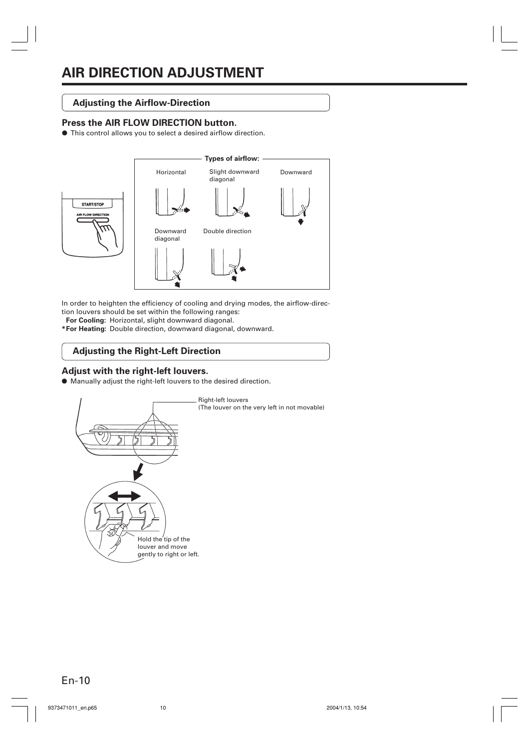# AIR DIRECTION ADJUSTMENT

## Adjusting the Airflow-Direction

### Press the AIR FLOW DIRECTION button.

- This control allows you to select a desired airflow direction.

START/STOP

AIR FLOW DIRECTION

**Types of airflow:**

Horizontal

Slight downward diagonal

Downward

Downward diagonal

Double direction

In order to heighten the efficiency of cooling and drying modes, the airflow-direction louvers should be set within the following ranges:

**For Cooling:** Horizontal, slight downward diagonal.

***For Heating:** Double direction, downward diagonal, downward.

## Adjusting the Right-Left Direction

### Adjust with the right-left louvers.

- Manually adjust the right-left louvers to the desired direction.

Right-left louvers
(The louver on the very left in not movable)

Hold the tip of the louver and move gently to right or left.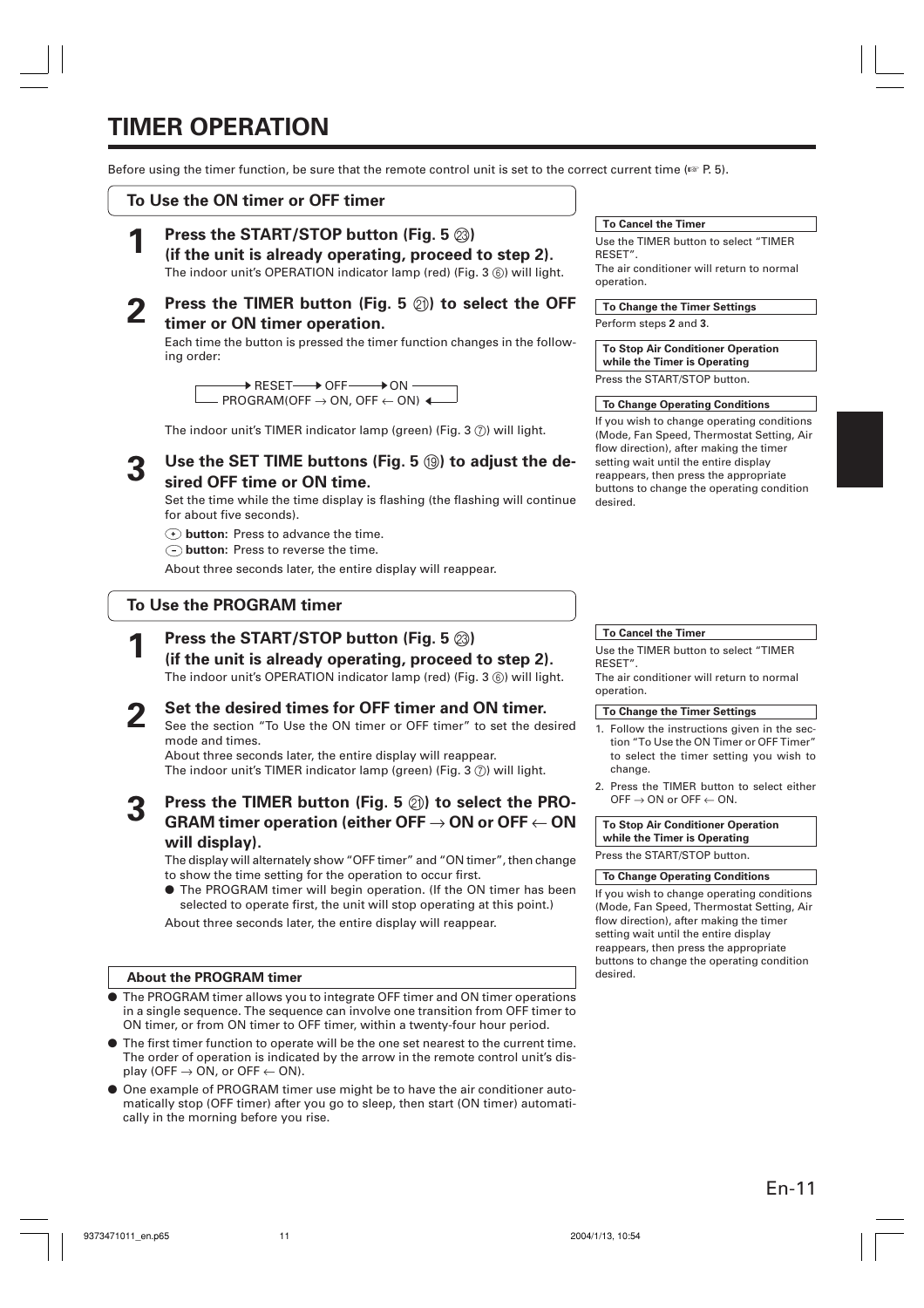# TIMER OPERATION

Before using the timer function, be sure that the remote control unit is set to the correct current time (☞ P. 5).

## To Use the ON timer or OFF timer

**1 Press the START/STOP button (Fig. 5 ㉓) (if the unit is already operating, proceed to step 2).**

The indoor unit's OPERATION indicator lamp (red) (Fig. 3 ⑥) will light.

**2 Press the TIMER button (Fig. 5 ㉑) to select the OFF timer or ON timer operation.**

Each time the button is pressed the timer function changes in the following order:

```
→ RESET → OFF → ON
  PROGRAM(OFF → ON, OFF ← ON) ←
```

The indoor unit's TIMER indicator lamp (green) (Fig. 3 ⑦) will light.

**3 Use the SET TIME buttons (Fig. 5 ⑲) to adjust the desired OFF time or ON time.**

Set the time while the time display is flashing (the flashing will continue for about five seconds).

(+) **button:** Press to advance the time.

(−) **button:** Press to reverse the time.

About three seconds later, the entire display will reappear.

**To Cancel the Timer**

Use the TIMER button to select "TIMER RESET".
The air conditioner will return to normal operation.

**To Change the Timer Settings**

Perform steps **2** and **3**.

**To Stop Air Conditioner Operation while the Timer is Operating**

Press the START/STOP button.

**To Change Operating Conditions**

If you wish to change operating conditions (Mode, Fan Speed, Thermostat Setting, Air flow direction), after making the timer setting wait until the entire display reappears, then press the appropriate buttons to change the operating condition desired.

## To Use the PROGRAM timer

**1 Press the START/STOP button (Fig. 5 ㉓) (if the unit is already operating, proceed to step 2).**

The indoor unit's OPERATION indicator lamp (red) (Fig. 3 ⑥) will light.

**2 Set the desired times for OFF timer and ON timer.**

See the section "To Use the ON timer or OFF timer" to set the desired mode and times.
About three seconds later, the entire display will reappear.
The indoor unit's TIMER indicator lamp (green) (Fig. 3 ⑦) will light.

**3 Press the TIMER button (Fig. 5 ㉑) to select the PROGRAM timer operation (either OFF → ON or OFF ← ON will display).**

The display will alternately show "OFF timer" and "ON timer", then change to show the time setting for the operation to occur first.

- The PROGRAM timer will begin operation. (If the ON timer has been selected to operate first, the unit will stop operating at this point.)

About three seconds later, the entire display will reappear.

**To Cancel the Timer**

Use the TIMER button to select "TIMER RESET".
The air conditioner will return to normal operation.

**To Change the Timer Settings**

1. Follow the instructions given in the section "To Use the ON Timer or OFF Timer" to select the timer setting you wish to change.
2. Press the TIMER button to select either OFF → ON or OFF ← ON.

**To Stop Air Conditioner Operation while the Timer is Operating**

Press the START/STOP button.

**To Change Operating Conditions**

If you wish to change operating conditions (Mode, Fan Speed, Thermostat Setting, Air flow direction), after making the timer setting wait until the entire display reappears, then press the appropriate buttons to change the operating condition desired.

### About the PROGRAM timer

- The PROGRAM timer allows you to integrate OFF timer and ON timer operations in a single sequence. The sequence can involve one transition from OFF timer to ON timer, or from ON timer to OFF timer, within a twenty-four hour period.
- The first timer function to operate will be the one set nearest to the current time. The order of operation is indicated by the arrow in the remote control unit's display (OFF → ON, or OFF ← ON).
- One example of PROGRAM timer use might be to have the air conditioner automatically stop (OFF timer) after you go to sleep, then start (ON timer) automatically in the morning before you rise.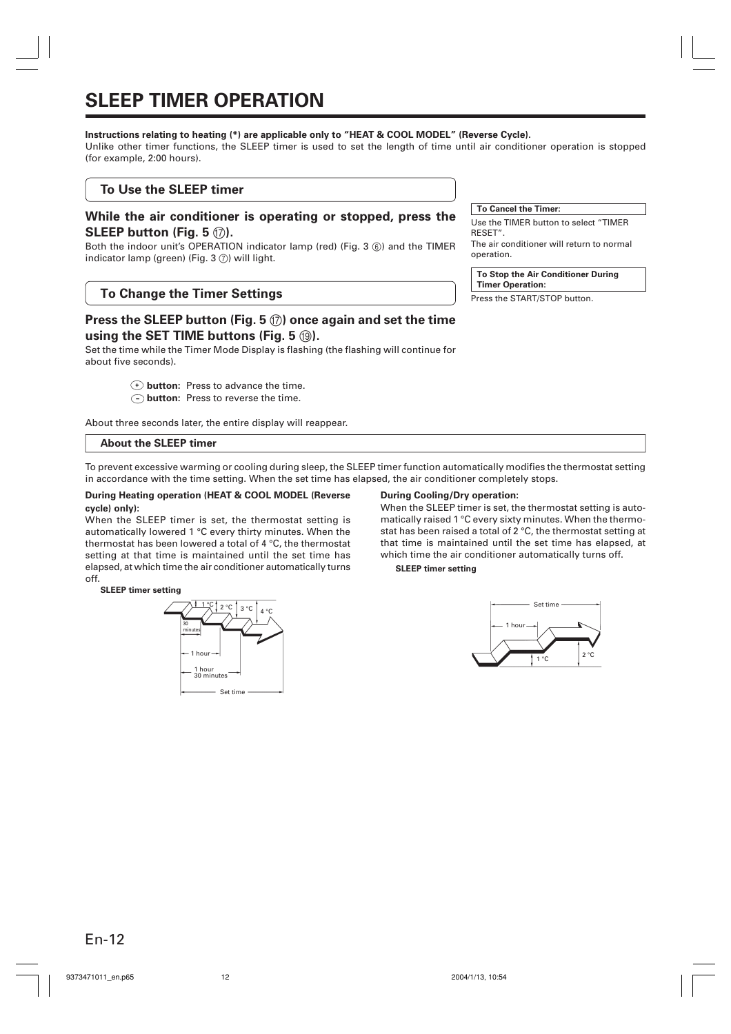# SLEEP TIMER OPERATION

**Instructions relating to heating (*) are applicable only to "HEAT & COOL MODEL" (Reverse Cycle).**

Unlike other timer functions, the SLEEP timer is used to set the length of time until air conditioner operation is stopped (for example, 2:00 hours).

## To Use the SLEEP timer

### While the air conditioner is operating or stopped, press the SLEEP button (Fig. 5 ⑰).

Both the indoor unit's OPERATION indicator lamp (red) (Fig. 3 ⑥) and the TIMER indicator lamp (green) (Fig. 3 ⑦) will light.

**To Cancel the Timer:**

Use the TIMER button to select "TIMER RESET".

The air conditioner will return to normal operation.

**To Stop the Air Conditioner During Timer Operation:**

Press the START/STOP button.

## To Change the Timer Settings

### Press the SLEEP button (Fig. 5 ⑰) once again and set the time using the SET TIME buttons (Fig. 5 ⑲).

Set the time while the Timer Mode Display is flashing (the flashing will continue for about five seconds).

- ⊕ **button:** Press to advance the time.
- ⊖ **button:** Press to reverse the time.

About three seconds later, the entire display will reappear.

## About the SLEEP timer

To prevent excessive warming or cooling during sleep, the SLEEP timer function automatically modifies the thermostat setting in accordance with the time setting. When the set time has elapsed, the air conditioner completely stops.

**During Heating operation (HEAT & COOL MODEL (Reverse cycle) only):**

When the SLEEP timer is set, the thermostat setting is automatically lowered 1 °C every thirty minutes. When the thermostat has been lowered a total of 4 °C, the thermostat setting at that time is maintained until the set time has elapsed, at which time the air conditioner automatically turns off.

**SLEEP timer setting**

1 °C, 2 °C, 3 °C, 4 °C; 30 minutes; 1 hour; 1 hour 30 minutes; Set time

**During Cooling/Dry operation:**

When the SLEEP timer is set, the thermostat setting is automatically raised 1 °C every sixty minutes. When the thermostat has been raised a total of 2 °C, the thermostat setting at that time is maintained until the set time has elapsed, at which time the air conditioner automatically turns off.

**SLEEP timer setting**

Set time; 1 hour; 1 °C; 2 °C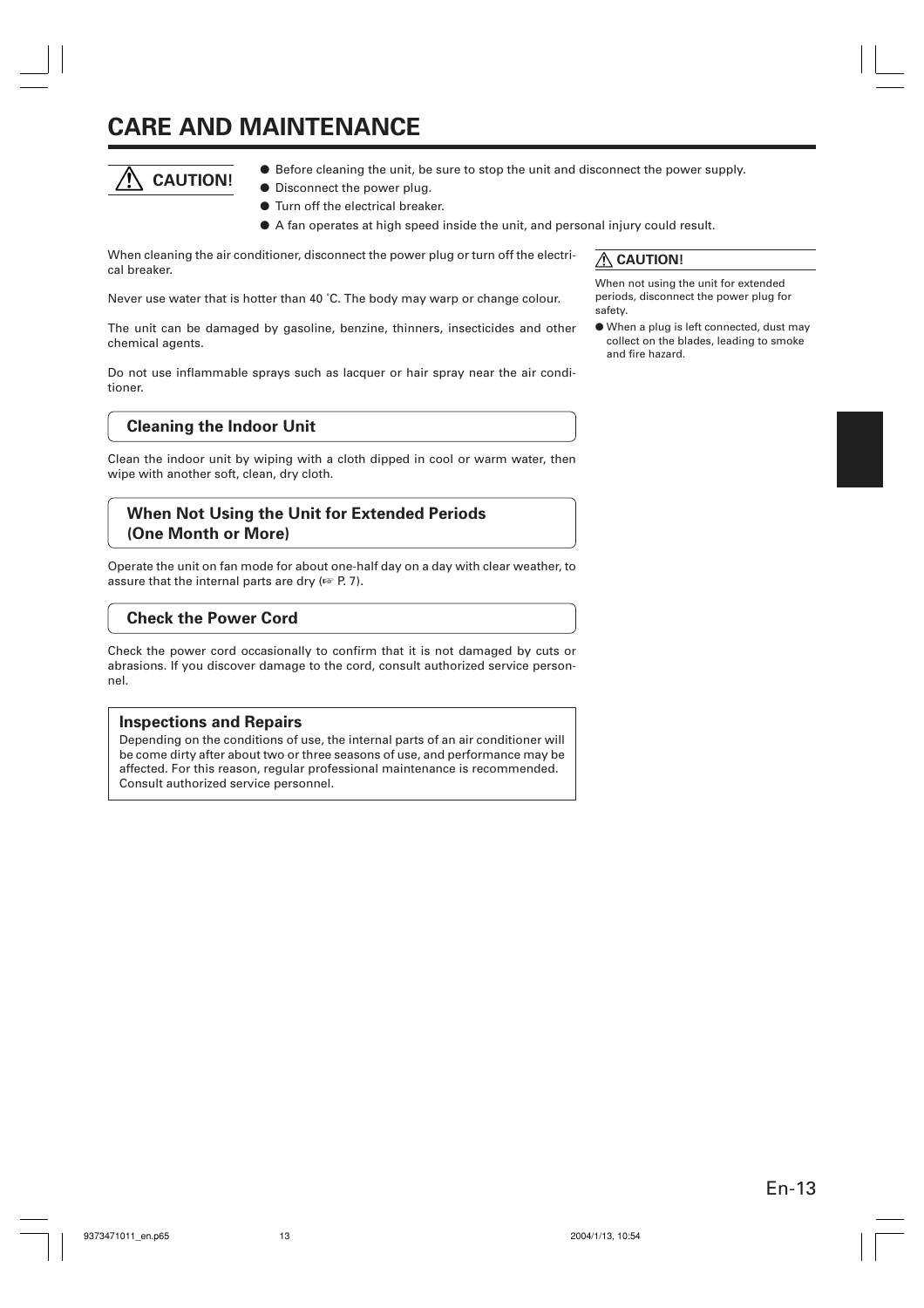# CARE AND MAINTENANCE

**⚠ CAUTION!**

- Before cleaning the unit, be sure to stop the unit and disconnect the power supply.
- Disconnect the power plug.
- Turn off the electrical breaker.
- A fan operates at high speed inside the unit, and personal injury could result.

When cleaning the air conditioner, disconnect the power plug or turn off the electrical breaker.

Never use water that is hotter than 40 °C. The body may warp or change colour.

The unit can be damaged by gasoline, benzine, thinners, insecticides and other chemical agents.

Do not use inflammable sprays such as lacquer or hair spray near the air conditioner.

## Cleaning the Indoor Unit

Clean the indoor unit by wiping with a cloth dipped in cool or warm water, then wipe with another soft, clean, dry cloth.

## When Not Using the Unit for Extended Periods (One Month or More)

Operate the unit on fan mode for about one-half day on a day with clear weather, to assure that the internal parts are dry (☞ P. 7).

## Check the Power Cord

Check the power cord occasionally to confirm that it is not damaged by cuts or abrasions. If you discover damage to the cord, consult authorized service personnel.

### Inspections and Repairs

Depending on the conditions of use, the internal parts of an air conditioner will be come dirty after about two or three seasons of use, and performance may be affected. For this reason, regular professional maintenance is recommended. Consult authorized service personnel.

**⚠ CAUTION!**

When not using the unit for extended periods, disconnect the power plug for safety.

- When a plug is left connected, dust may collect on the blades, leading to smoke and fire hazard.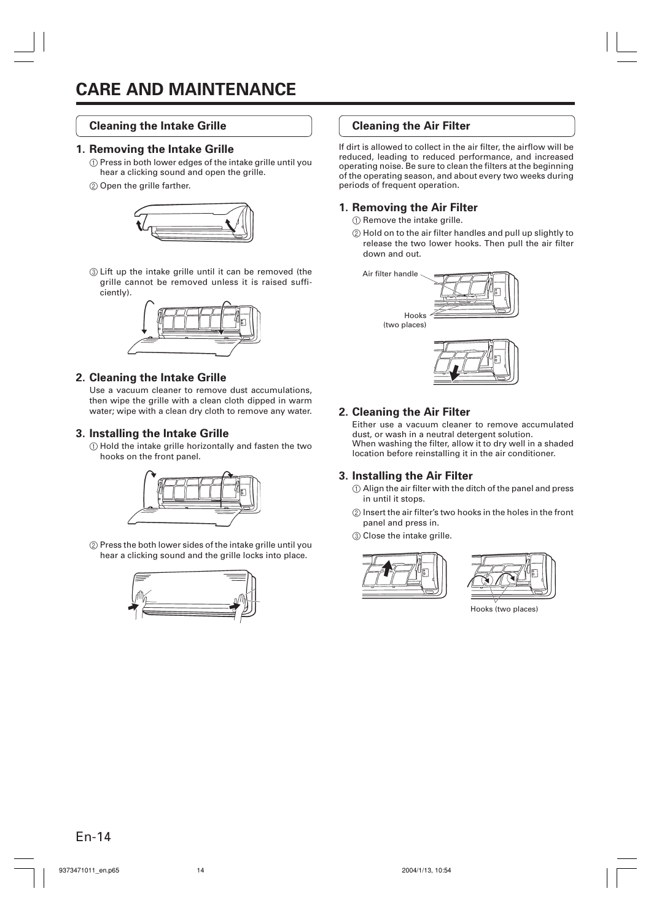# CARE AND MAINTENANCE

## Cleaning the Intake Grille

### 1. Removing the Intake Grille

① Press in both lower edges of the intake grille until you hear a clicking sound and open the grille.

② Open the grille farther.

③ Lift up the intake grille until it can be removed (the grille cannot be removed unless it is raised sufficiently).

### 2. Cleaning the Intake Grille

Use a vacuum cleaner to remove dust accumulations, then wipe the grille with a clean cloth dipped in warm water; wipe with a clean dry cloth to remove any water.

### 3. Installing the Intake Grille

① Hold the intake grille horizontally and fasten the two hooks on the front panel.

② Press the both lower sides of the intake grille until you hear a clicking sound and the grille locks into place.

## Cleaning the Air Filter

If dirt is allowed to collect in the air filter, the airflow will be reduced, leading to reduced performance, and increased operating noise. Be sure to clean the filters at the beginning of the operating season, and about every two weeks during periods of frequent operation.

### 1. Removing the Air Filter

① Remove the intake grille.

② Hold on to the air filter handles and pull up slightly to release the two lower hooks. Then pull the air filter down and out.

Air filter handle

Hooks (two places)

### 2. Cleaning the Air Filter

Either use a vacuum cleaner to remove accumulated dust, or wash in a neutral detergent solution.
When washing the filter, allow it to dry well in a shaded location before reinstalling it in the air conditioner.

### 3. Installing the Air Filter

① Align the air filter with the ditch of the panel and press in until it stops.

② Insert the air filter's two hooks in the holes in the front panel and press in.

③ Close the intake grille.

Hooks (two places)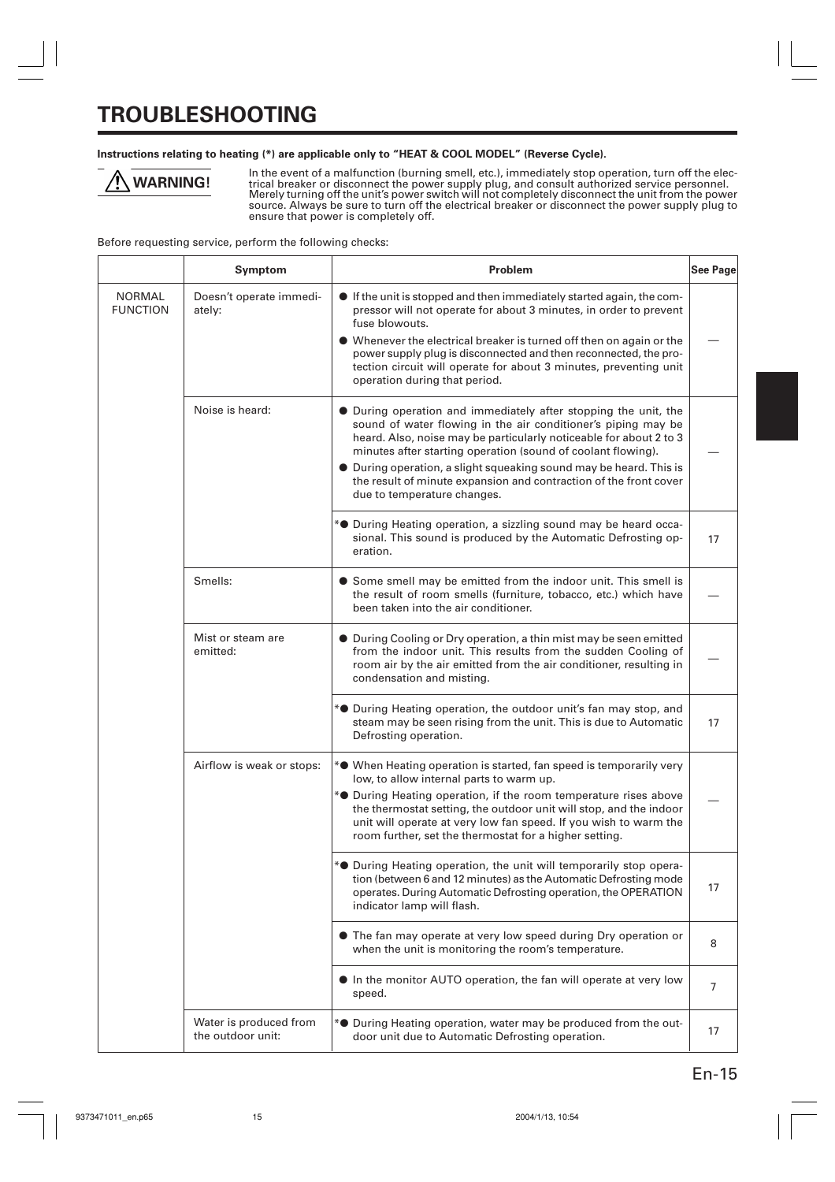# TROUBLESHOOTING

**Instructions relating to heating (*) are applicable only to "HEAT & COOL MODEL" (Reverse Cycle).**

**⚠ WARNING!**

In the event of a malfunction (burning smell, etc.), immediately stop operation, turn off the electrical breaker or disconnect the power supply plug, and consult authorized service personnel. Merely turning off the unit's power switch will not completely disconnect the unit from the power source. Always be sure to turn off the electrical breaker or disconnect the power supply plug to ensure that power is completely off.

Before requesting service, perform the following checks:

| | Symptom | Problem | See Page |
|---|---|---|---|
| NORMAL FUNCTION | Doesn't operate immediately: | ● If the unit is stopped and then immediately started again, the compressor will not operate for about 3 minutes, in order to prevent fuse blowouts.<br>● Whenever the electrical breaker is turned off then on again or the power supply plug is disconnected and then reconnected, the protection circuit will operate for about 3 minutes, preventing unit operation during that period. | — |
| | Noise is heard: | ● During operation and immediately after stopping the unit, the sound of water flowing in the air conditioner's piping may be heard. Also, noise may be particularly noticeable for about 2 to 3 minutes after starting operation (sound of coolant flowing).<br>● During operation, a slight squeaking sound may be heard. This is the result of minute expansion and contraction of the front cover due to temperature changes. | — |
| | | *● During Heating operation, a sizzling sound may be heard occasional. This sound is produced by the Automatic Defrosting operation. | 17 |
| | Smells: | ● Some smell may be emitted from the indoor unit. This smell is the result of room smells (furniture, tobacco, etc.) which have been taken into the air conditioner. | — |
| | Mist or steam are emitted: | ● During Cooling or Dry operation, a thin mist may be seen emitted from the indoor unit. This results from the sudden Cooling of room air by the air emitted from the air conditioner, resulting in condensation and misting. | — |
| | | *● During Heating operation, the outdoor unit's fan may stop, and steam may be seen rising from the unit. This is due to Automatic Defrosting operation. | 17 |
| | Airflow is weak or stops: | *● When Heating operation is started, fan speed is temporarily very low, to allow internal parts to warm up.<br>*● During Heating operation, if the room temperature rises above the thermostat setting, the outdoor unit will stop, and the indoor unit will operate at very low fan speed. If you wish to warm the room further, set the thermostat for a higher setting. | — |
| | | *● During Heating operation, the unit will temporarily stop operation (between 6 and 12 minutes) as the Automatic Defrosting mode operates. During Automatic Defrosting operation, the OPERATION indicator lamp will flash. | 17 |
| | | ● The fan may operate at very low speed during Dry operation or when the unit is monitoring the room's temperature. | 8 |
| | | ● In the monitor AUTO operation, the fan will operate at very low speed. | 7 |
| | Water is produced from the outdoor unit: | *● During Heating operation, water may be produced from the outdoor unit due to Automatic Defrosting operation. | 17 |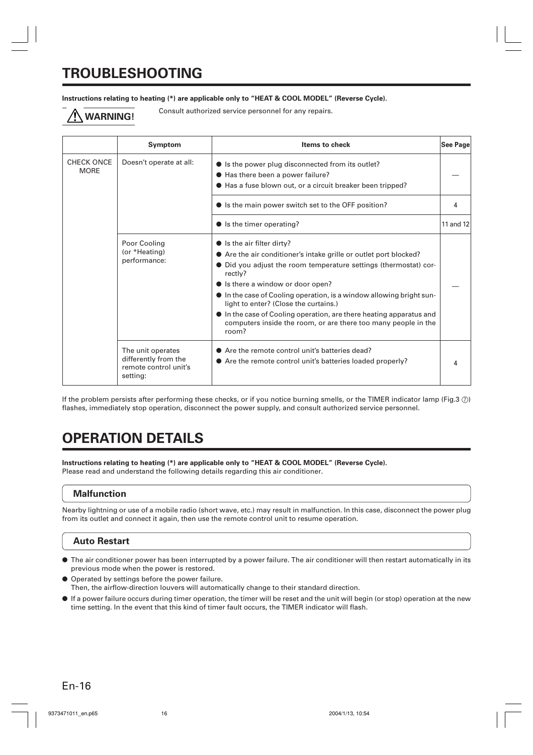# TROUBLESHOOTING

**Instructions relating to heating (*) are applicable only to "HEAT & COOL MODEL" (Reverse Cycle).**

**⚠ WARNING!** Consult authorized service personnel for any repairs.

| | Symptom | Items to check | See Page |
|---|---|---|---|
| CHECK ONCE MORE | Doesn't operate at all: | ● Is the power plug disconnected from its outlet?<br>● Has there been a power failure?<br>● Has a fuse blown out, or a circuit breaker been tripped? | — |
| | | ● Is the main power switch set to the OFF position? | 4 |
| | | ● Is the timer operating? | 11 and 12 |
| | Poor Cooling (or *Heating) performance: | ● Is the air filter dirty?<br>● Are the air conditioner's intake grille or outlet port blocked?<br>● Did you adjust the room temperature settings (thermostat) correctly?<br>● Is there a window or door open?<br>● In the case of Cooling operation, is a window allowing bright sunlight to enter? (Close the curtains.)<br>● In the case of Cooling operation, are there heating apparatus and computers inside the room, or are there too many people in the room? | — |
| | The unit operates differently from the remote control unit's setting: | ● Are the remote control unit's batteries dead?<br>● Are the remote control unit's batteries loaded properly? | 4 |

If the problem persists after performing these checks, or if you notice burning smells, or the TIMER indicator lamp (Fig.3 ⑦) flashes, immediately stop operation, disconnect the power supply, and consult authorized service personnel.

# OPERATION DETAILS

**Instructions relating to heating (*) are applicable only to "HEAT & COOL MODEL" (Reverse Cycle).**
Please read and understand the following details regarding this air conditioner.

## Malfunction

Nearby lightning or use of a mobile radio (short wave, etc.) may result in malfunction. In this case, disconnect the power plug from its outlet and connect it again, then use the remote control unit to resume operation.

## Auto Restart

- The air conditioner power has been interrupted by a power failure. The air conditioner will then restart automatically in its previous mode when the power is restored.
- Operated by settings before the power failure.
  Then, the airflow-direction louvers will automatically change to their standard direction.
- If a power failure occurs during timer operation, the timer will be reset and the unit will begin (or stop) operation at the new time setting. In the event that this kind of timer fault occurs, the TIMER indicator will flash.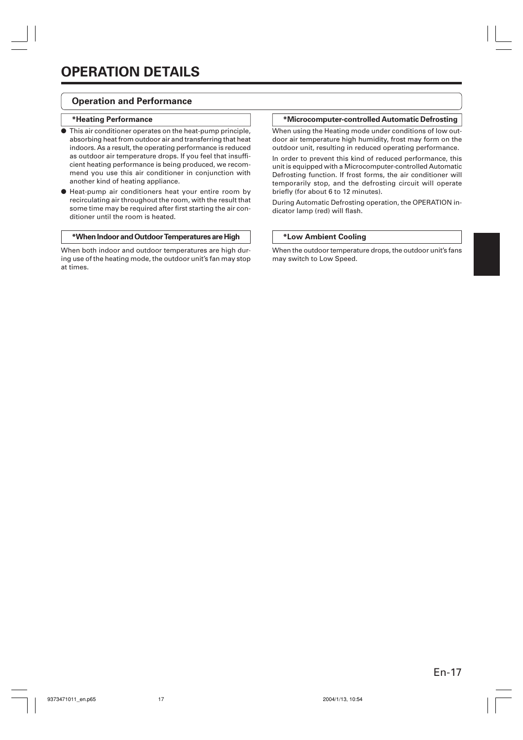# OPERATION DETAILS

## Operation and Performance

### *Heating Performance

- This air conditioner operates on the heat-pump principle, absorbing heat from outdoor air and transferring that heat indoors. As a result, the operating performance is reduced as outdoor air temperature drops. If you feel that insufficient heating performance is being produced, we recommend you use this air conditioner in conjunction with another kind of heating appliance.
- Heat-pump air conditioners heat your entire room by recirculating air throughout the room, with the result that some time may be required after first starting the air conditioner until the room is heated.

### *When Indoor and Outdoor Temperatures are High

When both indoor and outdoor temperatures are high during use of the heating mode, the outdoor unit's fan may stop at times.

### *Microcomputer-controlled Automatic Defrosting

When using the Heating mode under conditions of low outdoor air temperature high humidity, frost may form on the outdoor unit, resulting in reduced operating performance.

In order to prevent this kind of reduced performance, this unit is equipped with a Microcomputer-controlled Automatic Defrosting function. If frost forms, the air conditioner will temporarily stop, and the defrosting circuit will operate briefly (for about 6 to 12 minutes).

During Automatic Defrosting operation, the OPERATION indicator lamp (red) will flash.

### *Low Ambient Cooling

When the outdoor temperature drops, the outdoor unit's fans may switch to Low Speed.